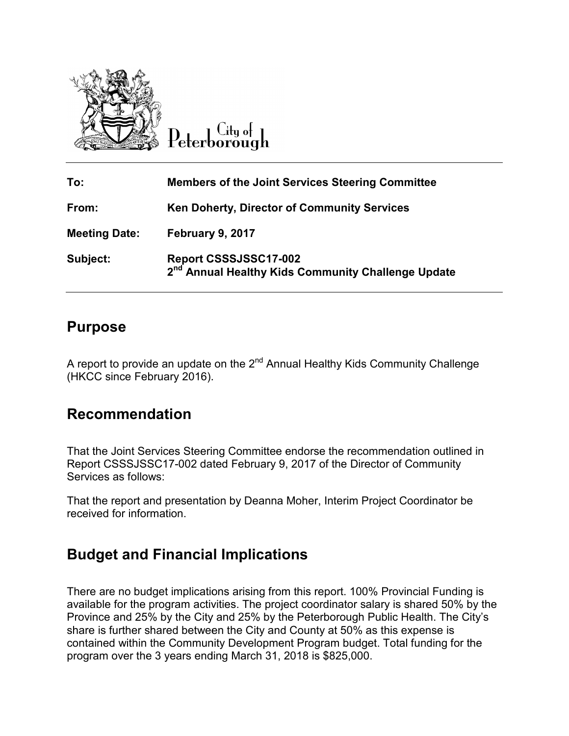City of Peterborough

| | |
|---|---|
| **To:** | **Members of the Joint Services Steering Committee** |
| **From:** | **Ken Doherty, Director of Community Services** |
| **Meeting Date:** | **February 9, 2017** |
| **Subject:** | **Report CSSSJSSC17-002**<br>**2nd Annual Healthy Kids Community Challenge Update** |

## Purpose

A report to provide an update on the 2nd Annual Healthy Kids Community Challenge (HKCC since February 2016).

## Recommendation

That the Joint Services Steering Committee endorse the recommendation outlined in Report CSSSJSSC17-002 dated February 9, 2017 of the Director of Community Services as follows:

That the report and presentation by Deanna Moher, Interim Project Coordinator be received for information.

## Budget and Financial Implications

There are no budget implications arising from this report. 100% Provincial Funding is available for the program activities. The project coordinator salary is shared 50% by the Province and 25% by the City and 25% by the Peterborough Public Health. The City's share is further shared between the City and County at 50% as this expense is contained within the Community Development Program budget. Total funding for the program over the 3 years ending March 31, 2018 is $825,000.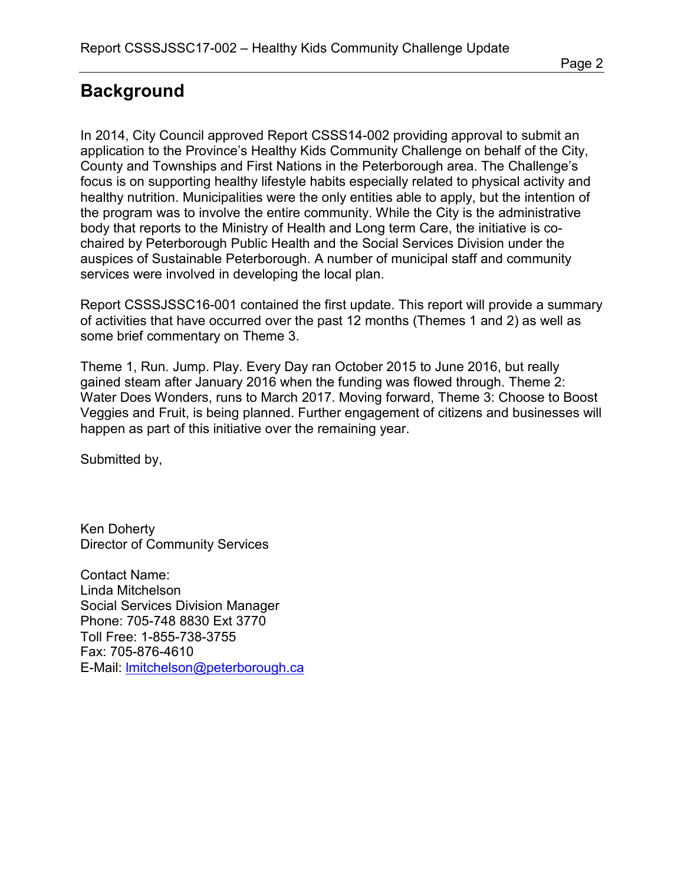## Background

In 2014, City Council approved Report CSSS14-002 providing approval to submit an application to the Province's Healthy Kids Community Challenge on behalf of the City, County and Townships and First Nations in the Peterborough area. The Challenge's focus is on supporting healthy lifestyle habits especially related to physical activity and healthy nutrition. Municipalities were the only entities able to apply, but the intention of the program was to involve the entire community. While the City is the administrative body that reports to the Ministry of Health and Long term Care, the initiative is co-chaired by Peterborough Public Health and the Social Services Division under the auspices of Sustainable Peterborough. A number of municipal staff and community services were involved in developing the local plan.

Report CSSSJSSC16-001 contained the first update. This report will provide a summary of activities that have occurred over the past 12 months (Themes 1 and 2) as well as some brief commentary on Theme 3.

Theme 1, Run. Jump. Play. Every Day ran October 2015 to June 2016, but really gained steam after January 2016 when the funding was flowed through. Theme 2: Water Does Wonders, runs to March 2017. Moving forward, Theme 3: Choose to Boost Veggies and Fruit, is being planned. Further engagement of citizens and businesses will happen as part of this initiative over the remaining year.

Submitted by,

Ken Doherty  
Director of Community Services

Contact Name:  
Linda Mitchelson  
Social Services Division Manager  
Phone: 705-748 8830 Ext 3770  
Toll Free: 1-855-738-3755  
Fax: 705-876-4610  
E-Mail: lmitchelson@peterborough.ca